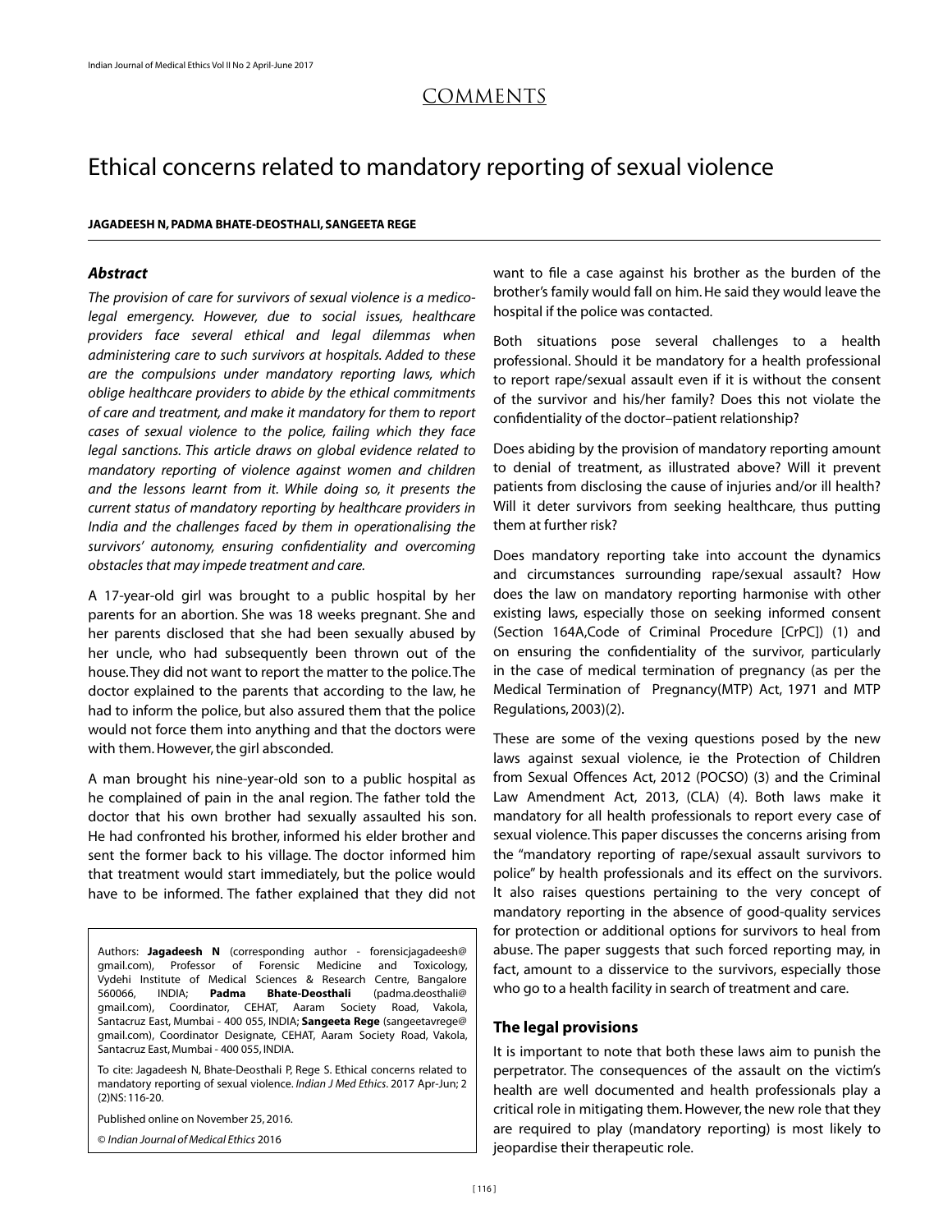## COMMENTS

# Ethical concerns related to mandatory reporting of sexual violence

**JAGADEESH N, PADMA BHATE-DEOSTHALI, SANGEETA REGE**

### *Abstract*

*The provision of care for survivors of sexual violence is a medico-legal emergency. However, due to social issues, healthcare providers face several ethical and legal dilemmas when administering care to such survivors at hospitals. Added to these are the compulsions under mandatory reporting laws, which oblige healthcare providers to abide by the ethical commitments of care and treatment, and make it mandatory for them to report cases of sexual violence to the police, failing which they face legal sanctions. This article draws on global evidence related to mandatory reporting of violence against women and children and the lessons learnt from it. While doing so, it presents the current status of mandatory reporting by healthcare providers in India and the challenges faced by them in operationalising the survivors' autonomy, ensuring confidentiality and overcoming obstacles that may impede treatment and care.*

A 17-year-old girl was brought to a public hospital by her parents for an abortion. She was 18 weeks pregnant. She and her parents disclosed that she had been sexually abused by her uncle, who had subsequently been thrown out of the house. They did not want to report the matter to the police. The doctor explained to the parents that according to the law, he had to inform the police, but also assured them that the police would not force them into anything and that the doctors were with them. However, the girl absconded.

A man brought his nine-year-old son to a public hospital as he complained of pain in the anal region. The father told the doctor that his own brother had sexually assaulted his son. He had confronted his brother, informed his elder brother and sent the former back to his village. The doctor informed him that treatment would start immediately, but the police would have to be informed. The father explained that they did not want to file a case against his brother as the burden of the brother's family would fall on him. He said they would leave the hospital if the police was contacted.

Both situations pose several challenges to a health professional. Should it be mandatory for a health professional to report rape/sexual assault even if it is without the consent of the survivor and his/her family? Does this not violate the confidentiality of the doctor–patient relationship?

Does abiding by the provision of mandatory reporting amount to denial of treatment, as illustrated above? Will it prevent patients from disclosing the cause of injuries and/or ill health? Will it deter survivors from seeking healthcare, thus putting them at further risk?

Does mandatory reporting take into account the dynamics and circumstances surrounding rape/sexual assault? How does the law on mandatory reporting harmonise with other existing laws, especially those on seeking informed consent (Section 164A,Code of Criminal Procedure [CrPC]) (1) and on ensuring the confidentiality of the survivor, particularly in the case of medical termination of pregnancy (as per the Medical Termination of Pregnancy(MTP) Act, 1971 and MTP Regulations, 2003)(2).

These are some of the vexing questions posed by the new laws against sexual violence, ie the Protection of Children from Sexual Offences Act, 2012 (POCSO) (3) and the Criminal Law Amendment Act, 2013, (CLA) (4). Both laws make it mandatory for all health professionals to report every case of sexual violence. This paper discusses the concerns arising from the "mandatory reporting of rape/sexual assault survivors to police" by health professionals and its effect on the survivors. It also raises questions pertaining to the very concept of mandatory reporting in the absence of good-quality services for protection or additional options for survivors to heal from abuse. The paper suggests that such forced reporting may, in fact, amount to a disservice to the survivors, especially those who go to a health facility in search of treatment and care.

### The legal provisions

It is important to note that both these laws aim to punish the perpetrator. The consequences of the assault on the victim's health are well documented and health professionals play a critical role in mitigating them. However, the new role that they are required to play (mandatory reporting) is most likely to jeopardise their therapeutic role.

---

Authors: **Jagadeesh N** (corresponding author - forensicjagadeesh@gmail.com), Professor of Forensic Medicine and Toxicology, Vydehi Institute of Medical Sciences & Research Centre, Bangalore 560066, INDIA; **Padma Bhate-Deosthali** (padma.deosthali@gmail.com), Coordinator, CEHAT, Aaram Society Road, Vakola, Santacruz East, Mumbai - 400 055, INDIA; **Sangeeta Rege** (sangeetavrege@gmail.com), Coordinator Designate, CEHAT, Aaram Society Road, Vakola, Santacruz East, Mumbai - 400 055, INDIA.

To cite: Jagadeesh N, Bhate-Deosthali P, Rege S. Ethical concerns related to mandatory reporting of sexual violence. *Indian J Med Ethics*. 2017 Apr-Jun; 2 (2)NS: 116-20.

Published online on November 25, 2016.

© *Indian Journal of Medical Ethics* 2016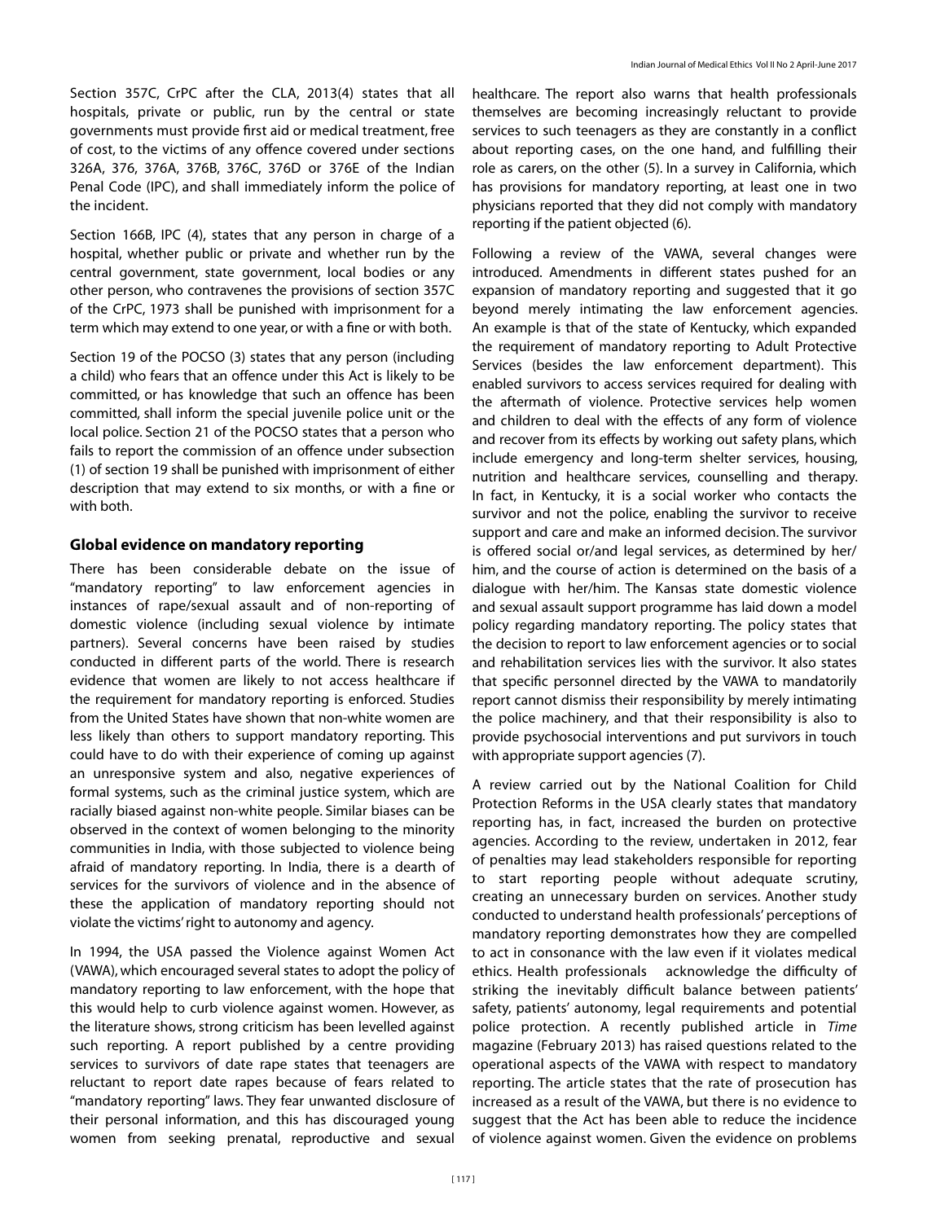Section 357C, CrPC after the CLA, 2013(4) states that all hospitals, private or public, run by the central or state governments must provide first aid or medical treatment, free of cost, to the victims of any offence covered under sections 326A, 376, 376A, 376B, 376C, 376D or 376E of the Indian Penal Code (IPC), and shall immediately inform the police of the incident.

Section 166B, IPC (4), states that any person in charge of a hospital, whether public or private and whether run by the central government, state government, local bodies or any other person, who contravenes the provisions of section 357C of the CrPC, 1973 shall be punished with imprisonment for a term which may extend to one year, or with a fine or with both.

Section 19 of the POCSO (3) states that any person (including a child) who fears that an offence under this Act is likely to be committed, or has knowledge that such an offence has been committed, shall inform the special juvenile police unit or the local police. Section 21 of the POCSO states that a person who fails to report the commission of an offence under subsection (1) of section 19 shall be punished with imprisonment of either description that may extend to six months, or with a fine or with both.

## Global evidence on mandatory reporting

There has been considerable debate on the issue of "mandatory reporting" to law enforcement agencies in instances of rape/sexual assault and of non-reporting of domestic violence (including sexual violence by intimate partners). Several concerns have been raised by studies conducted in different parts of the world. There is research evidence that women are likely to not access healthcare if the requirement for mandatory reporting is enforced. Studies from the United States have shown that non-white women are less likely than others to support mandatory reporting. This could have to do with their experience of coming up against an unresponsive system and also, negative experiences of formal systems, such as the criminal justice system, which are racially biased against non-white people. Similar biases can be observed in the context of women belonging to the minority communities in India, with those subjected to violence being afraid of mandatory reporting. In India, there is a dearth of services for the survivors of violence and in the absence of these the application of mandatory reporting should not violate the victims' right to autonomy and agency.

In 1994, the USA passed the Violence against Women Act (VAWA), which encouraged several states to adopt the policy of mandatory reporting to law enforcement, with the hope that this would help to curb violence against women. However, as the literature shows, strong criticism has been levelled against such reporting. A report published by a centre providing services to survivors of date rape states that teenagers are reluctant to report date rapes because of fears related to "mandatory reporting" laws. They fear unwanted disclosure of their personal information, and this has discouraged young women from seeking prenatal, reproductive and sexual healthcare. The report also warns that health professionals themselves are becoming increasingly reluctant to provide services to such teenagers as they are constantly in a conflict about reporting cases, on the one hand, and fulfilling their role as carers, on the other (5). In a survey in California, which has provisions for mandatory reporting, at least one in two physicians reported that they did not comply with mandatory reporting if the patient objected (6).

Following a review of the VAWA, several changes were introduced. Amendments in different states pushed for an expansion of mandatory reporting and suggested that it go beyond merely intimating the law enforcement agencies. An example is that of the state of Kentucky, which expanded the requirement of mandatory reporting to Adult Protective Services (besides the law enforcement department). This enabled survivors to access services required for dealing with the aftermath of violence. Protective services help women and children to deal with the effects of any form of violence and recover from its effects by working out safety plans, which include emergency and long-term shelter services, housing, nutrition and healthcare services, counselling and therapy. In fact, in Kentucky, it is a social worker who contacts the survivor and not the police, enabling the survivor to receive support and care and make an informed decision. The survivor is offered social or/and legal services, as determined by her/him, and the course of action is determined on the basis of a dialogue with her/him. The Kansas state domestic violence and sexual assault support programme has laid down a model policy regarding mandatory reporting. The policy states that the decision to report to law enforcement agencies or to social and rehabilitation services lies with the survivor. It also states that specific personnel directed by the VAWA to mandatorily report cannot dismiss their responsibility by merely intimating the police machinery, and that their responsibility is also to provide psychosocial interventions and put survivors in touch with appropriate support agencies (7).

A review carried out by the National Coalition for Child Protection Reforms in the USA clearly states that mandatory reporting has, in fact, increased the burden on protective agencies. According to the review, undertaken in 2012, fear of penalties may lead stakeholders responsible for reporting to start reporting people without adequate scrutiny, creating an unnecessary burden on services. Another study conducted to understand health professionals' perceptions of mandatory reporting demonstrates how they are compelled to act in consonance with the law even if it violates medical ethics. Health professionals acknowledge the difficulty of striking the inevitably difficult balance between patients' safety, patients' autonomy, legal requirements and potential police protection. A recently published article in *Time* magazine (February 2013) has raised questions related to the operational aspects of the VAWA with respect to mandatory reporting. The article states that the rate of prosecution has increased as a result of the VAWA, but there is no evidence to suggest that the Act has been able to reduce the incidence of violence against women. Given the evidence on problems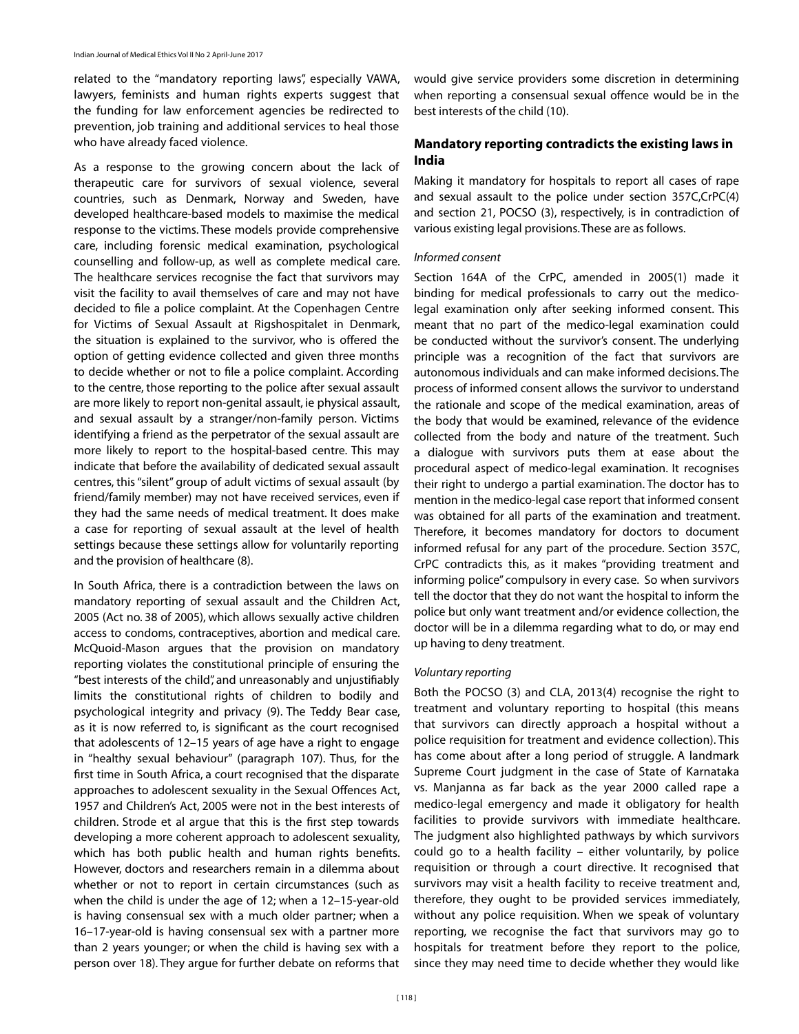related to the "mandatory reporting laws", especially VAWA, lawyers, feminists and human rights experts suggest that the funding for law enforcement agencies be redirected to prevention, job training and additional services to heal those who have already faced violence.

As a response to the growing concern about the lack of therapeutic care for survivors of sexual violence, several countries, such as Denmark, Norway and Sweden, have developed healthcare-based models to maximise the medical response to the victims. These models provide comprehensive care, including forensic medical examination, psychological counselling and follow-up, as well as complete medical care. The healthcare services recognise the fact that survivors may visit the facility to avail themselves of care and may not have decided to file a police complaint. At the Copenhagen Centre for Victims of Sexual Assault at Rigshospitalet in Denmark, the situation is explained to the survivor, who is offered the option of getting evidence collected and given three months to decide whether or not to file a police complaint. According to the centre, those reporting to the police after sexual assault are more likely to report non-genital assault, ie physical assault, and sexual assault by a stranger/non-family person. Victims identifying a friend as the perpetrator of the sexual assault are more likely to report to the hospital-based centre. This may indicate that before the availability of dedicated sexual assault centres, this "silent" group of adult victims of sexual assault (by friend/family member) may not have received services, even if they had the same needs of medical treatment. It does make a case for reporting of sexual assault at the level of health settings because these settings allow for voluntarily reporting and the provision of healthcare (8).

In South Africa, there is a contradiction between the laws on mandatory reporting of sexual assault and the Children Act, 2005 (Act no. 38 of 2005), which allows sexually active children access to condoms, contraceptives, abortion and medical care. McQuoid-Mason argues that the provision on mandatory reporting violates the constitutional principle of ensuring the "best interests of the child", and unreasonably and unjustifiably limits the constitutional rights of children to bodily and psychological integrity and privacy (9). The Teddy Bear case, as it is now referred to, is significant as the court recognised that adolescents of 12–15 years of age have a right to engage in "healthy sexual behaviour" (paragraph 107). Thus, for the first time in South Africa, a court recognised that the disparate approaches to adolescent sexuality in the Sexual Offences Act, 1957 and Children's Act, 2005 were not in the best interests of children. Strode et al argue that this is the first step towards developing a more coherent approach to adolescent sexuality, which has both public health and human rights benefits. However, doctors and researchers remain in a dilemma about whether or not to report in certain circumstances (such as when the child is under the age of 12; when a 12–15-year-old is having consensual sex with a much older partner; when a 16–17-year-old is having consensual sex with a partner more than 2 years younger; or when the child is having sex with a person over 18). They argue for further debate on reforms that would give service providers some discretion in determining when reporting a consensual sexual offence would be in the best interests of the child (10).

## Mandatory reporting contradicts the existing laws in India

Making it mandatory for hospitals to report all cases of rape and sexual assault to the police under section 357C,CrPC(4) and section 21, POCSO (3), respectively, is in contradiction of various existing legal provisions. These are as follows.

*Informed consent*

Section 164A of the CrPC, amended in 2005(1) made it binding for medical professionals to carry out the medico-legal examination only after seeking informed consent. This meant that no part of the medico-legal examination could be conducted without the survivor's consent. The underlying principle was a recognition of the fact that survivors are autonomous individuals and can make informed decisions. The process of informed consent allows the survivor to understand the rationale and scope of the medical examination, areas of the body that would be examined, relevance of the evidence collected from the body and nature of the treatment. Such a dialogue with survivors puts them at ease about the procedural aspect of medico-legal examination. It recognises their right to undergo a partial examination. The doctor has to mention in the medico-legal case report that informed consent was obtained for all parts of the examination and treatment. Therefore, it becomes mandatory for doctors to document informed refusal for any part of the procedure. Section 357C, CrPC contradicts this, as it makes "providing treatment and informing police" compulsory in every case. So when survivors tell the doctor that they do not want the hospital to inform the police but only want treatment and/or evidence collection, the doctor will be in a dilemma regarding what to do, or may end up having to deny treatment.

*Voluntary reporting*

Both the POCSO (3) and CLA, 2013(4) recognise the right to treatment and voluntary reporting to hospital (this means that survivors can directly approach a hospital without a police requisition for treatment and evidence collection). This has come about after a long period of struggle. A landmark Supreme Court judgment in the case of State of Karnataka vs. Manjanna as far back as the year 2000 called rape a medico-legal emergency and made it obligatory for health facilities to provide survivors with immediate healthcare. The judgment also highlighted pathways by which survivors could go to a health facility – either voluntarily, by police requisition or through a court directive. It recognised that survivors may visit a health facility to receive treatment and, therefore, they ought to be provided services immediately, without any police requisition. When we speak of voluntary reporting, we recognise the fact that survivors may go to hospitals for treatment before they report to the police, since they may need time to decide whether they would like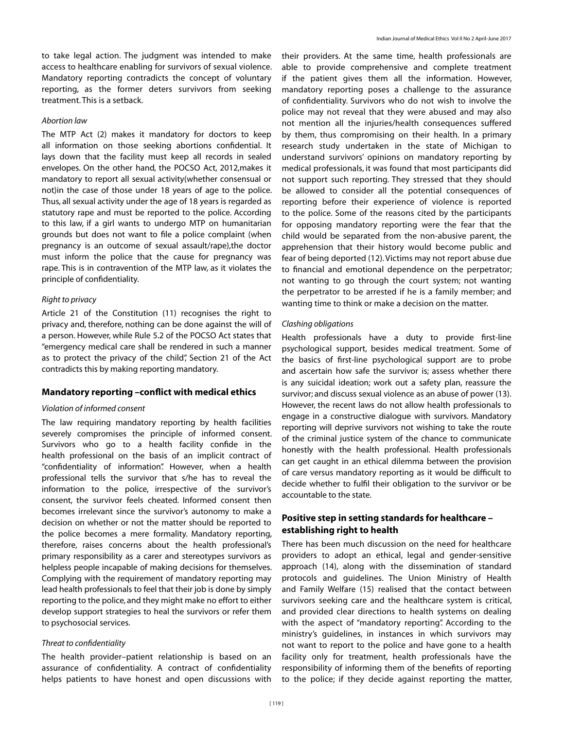to take legal action. The judgment was intended to make access to healthcare enabling for survivors of sexual violence. Mandatory reporting contradicts the concept of voluntary reporting, as the former deters survivors from seeking treatment. This is a setback.

*Abortion law*

The MTP Act (2) makes it mandatory for doctors to keep all information on those seeking abortions confidential. It lays down that the facility must keep all records in sealed envelopes. On the other hand, the POCSO Act, 2012,makes it mandatory to report all sexual activity(whether consensual or not)in the case of those under 18 years of age to the police. Thus, all sexual activity under the age of 18 years is regarded as statutory rape and must be reported to the police. According to this law, if a girl wants to undergo MTP on humanitarian grounds but does not want to file a police complaint (when pregnancy is an outcome of sexual assault/rape),the doctor must inform the police that the cause for pregnancy was rape. This is in contravention of the MTP law, as it violates the principle of confidentiality.

*Right to privacy*

Article 21 of the Constitution (11) recognises the right to privacy and, therefore, nothing can be done against the will of a person. However, while Rule 5.2 of the POCSO Act states that "emergency medical care shall be rendered in such a manner as to protect the privacy of the child", Section 21 of the Act contradicts this by making reporting mandatory.

## Mandatory reporting –conflict with medical ethics

*Violation of informed consent*

The law requiring mandatory reporting by health facilities severely compromises the principle of informed consent. Survivors who go to a health facility confide in the health professional on the basis of an implicit contract of "confidentiality of information". However, when a health professional tells the survivor that s/he has to reveal the information to the police, irrespective of the survivor's consent, the survivor feels cheated. Informed consent then becomes irrelevant since the survivor's autonomy to make a decision on whether or not the matter should be reported to the police becomes a mere formality. Mandatory reporting, therefore, raises concerns about the health professional's primary responsibility as a carer and stereotypes survivors as helpless people incapable of making decisions for themselves. Complying with the requirement of mandatory reporting may lead health professionals to feel that their job is done by simply reporting to the police, and they might make no effort to either develop support strategies to heal the survivors or refer them to psychosocial services.

*Threat to confidentiality*

The health provider–patient relationship is based on an assurance of confidentiality. A contract of confidentiality helps patients to have honest and open discussions with their providers. At the same time, health professionals are able to provide comprehensive and complete treatment if the patient gives them all the information. However, mandatory reporting poses a challenge to the assurance of confidentiality. Survivors who do not wish to involve the police may not reveal that they were abused and may also not mention all the injuries/health consequences suffered by them, thus compromising on their health. In a primary research study undertaken in the state of Michigan to understand survivors' opinions on mandatory reporting by medical professionals, it was found that most participants did not support such reporting. They stressed that they should be allowed to consider all the potential consequences of reporting before their experience of violence is reported to the police. Some of the reasons cited by the participants for opposing mandatory reporting were the fear that the child would be separated from the non-abusive parent, the apprehension that their history would become public and fear of being deported (12). Victims may not report abuse due to financial and emotional dependence on the perpetrator; not wanting to go through the court system; not wanting the perpetrator to be arrested if he is a family member; and wanting time to think or make a decision on the matter.

*Clashing obligations*

Health professionals have a duty to provide first-line psychological support, besides medical treatment. Some of the basics of first-line psychological support are to probe and ascertain how safe the survivor is; assess whether there is any suicidal ideation; work out a safety plan, reassure the survivor; and discuss sexual violence as an abuse of power (13). However, the recent laws do not allow health professionals to engage in a constructive dialogue with survivors. Mandatory reporting will deprive survivors not wishing to take the route of the criminal justice system of the chance to communicate honestly with the health professional. Health professionals can get caught in an ethical dilemma between the provision of care versus mandatory reporting as it would be difficult to decide whether to fulfil their obligation to the survivor or be accountable to the state.

## Positive step in setting standards for healthcare – establishing right to health

There has been much discussion on the need for healthcare providers to adopt an ethical, legal and gender-sensitive approach (14), along with the dissemination of standard protocols and guidelines. The Union Ministry of Health and Family Welfare (15) realised that the contact between survivors seeking care and the healthcare system is critical, and provided clear directions to health systems on dealing with the aspect of "mandatory reporting". According to the ministry's guidelines, in instances in which survivors may not want to report to the police and have gone to a health facility only for treatment, health professionals have the responsibility of informing them of the benefits of reporting to the police; if they decide against reporting the matter,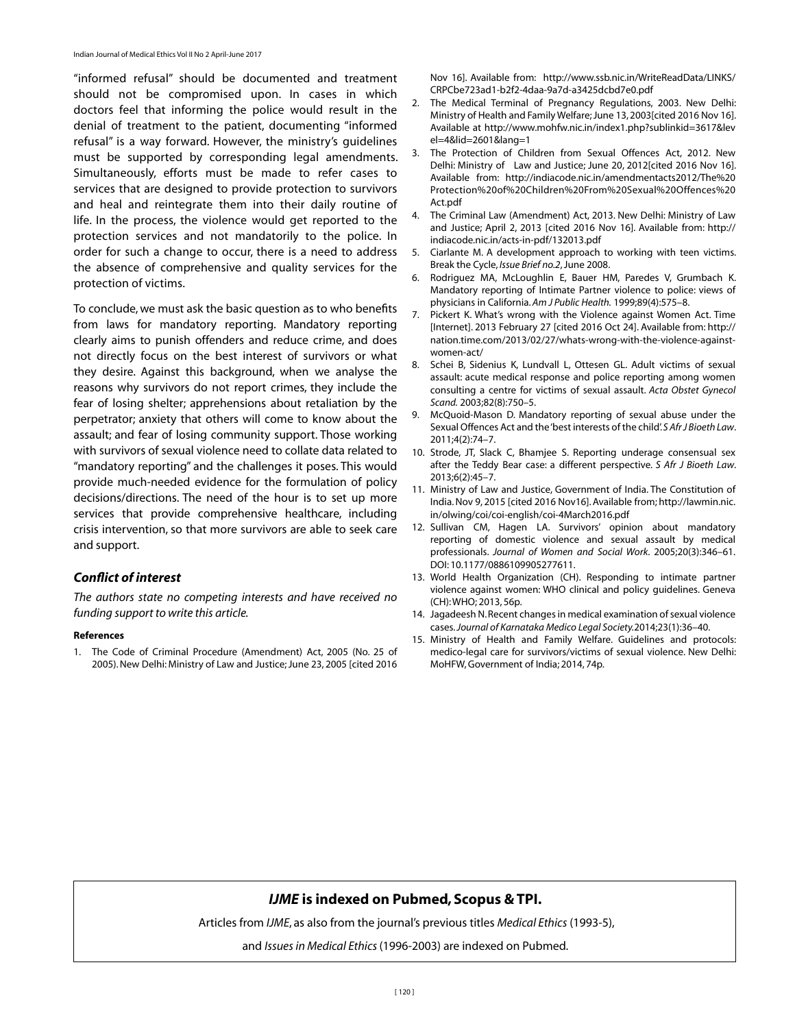"informed refusal" should be documented and treatment should not be compromised upon. In cases in which doctors feel that informing the police would result in the denial of treatment to the patient, documenting "informed refusal" is a way forward. However, the ministry's guidelines must be supported by corresponding legal amendments. Simultaneously, efforts must be made to refer cases to services that are designed to provide protection to survivors and heal and reintegrate them into their daily routine of life. In the process, the violence would get reported to the protection services and not mandatorily to the police. In order for such a change to occur, there is a need to address the absence of comprehensive and quality services for the protection of victims.

To conclude, we must ask the basic question as to who benefits from laws for mandatory reporting. Mandatory reporting clearly aims to punish offenders and reduce crime, and does not directly focus on the best interest of survivors or what they desire. Against this background, when we analyse the reasons why survivors do not report crimes, they include the fear of losing shelter; apprehensions about retaliation by the perpetrator; anxiety that others will come to know about the assault; and fear of losing community support. Those working with survivors of sexual violence need to collate data related to "mandatory reporting" and the challenges it poses. This would provide much-needed evidence for the formulation of policy decisions/directions. The need of the hour is to set up more services that provide comprehensive healthcare, including crisis intervention, so that more survivors are able to seek care and support.

## *Conflict of interest*

*The authors state no competing interests and have received no funding support to write this article.*

#### References

1. The Code of Criminal Procedure (Amendment) Act, 2005 (No. 25 of 2005). New Delhi: Ministry of Law and Justice; June 23, 2005 [cited 2016 Nov 16]. Available from: http://www.ssb.nic.in/WriteReadData/LINKS/CRPCbe723ad1-b2f2-4daa-9a7d-a3425dcbd7e0.pdf
2. The Medical Terminal of Pregnancy Regulations, 2003. New Delhi: Ministry of Health and Family Welfare; June 13, 2003[cited 2016 Nov 16]. Available at http://www.mohfw.nic.in/index1.php?sublinkid=3617&level=4&lid=2601&lang=1
3. The Protection of Children from Sexual Offences Act, 2012. New Delhi: Ministry of Law and Justice; June 20, 2012[cited 2016 Nov 16]. Available from: http://indiacode.nic.in/amendmentacts2012/The%20Protection%20of%20Children%20From%20Sexual%20Offences%20Act.pdf
4. The Criminal Law (Amendment) Act, 2013. New Delhi: Ministry of Law and Justice; April 2, 2013 [cited 2016 Nov 16]. Available from: http://indiacode.nic.in/acts-in-pdf/132013.pdf
5. Ciarlante M. A development approach to working with teen victims. Break the Cycle, *Issue Brief no.2*, June 2008.
6. Rodriguez MA, McLoughlin E, Bauer HM, Paredes V, Grumbach K. Mandatory reporting of Intimate Partner violence to police: views of physicians in California. *Am J Public Health.* 1999;89(4):575–8.
7. Pickert K. What's wrong with the Violence against Women Act. Time [Internet]. 2013 February 27 [cited 2016 Oct 24]. Available from: http://nation.time.com/2013/02/27/whats-wrong-with-the-violence-against-women-act/
8. Schei B, Sidenius K, Lundvall L, Ottesen GL. Adult victims of sexual assault: acute medical response and police reporting among women consulting a centre for victims of sexual assault. *Acta Obstet Gynecol Scand.* 2003;82(8):750–5.
9. McQuoid-Mason D. Mandatory reporting of sexual abuse under the Sexual Offences Act and the 'best interests of the child'. *S Afr J Bioeth Law*. 2011;4(2):74–7.
10. Strode, JT, Slack C, Bhamjee S. Reporting underage consensual sex after the Teddy Bear case: a different perspective. *S Afr J Bioeth Law*. 2013;6(2):45–7.
11. Ministry of Law and Justice, Government of India. The Constitution of India. Nov 9, 2015 [cited 2016 Nov16]. Available from; http://lawmin.nic.in/olwing/coi/coi-english/coi-4March2016.pdf
12. Sullivan CM, Hagen LA. Survivors' opinion about mandatory reporting of domestic violence and sexual assault by medical professionals. *Journal of Women and Social Work*. 2005;20(3):346–61. DOI: 10.1177/0886109905277611.
13. World Health Organization (CH). Responding to intimate partner violence against women: WHO clinical and policy guidelines. Geneva (CH): WHO; 2013, 56p.
14. Jagadeesh N. Recent changes in medical examination of sexual violence cases. *Journal of Karnataka Medico Legal Society.*2014;23(1):36–40.
15. Ministry of Health and Family Welfare. Guidelines and protocols: medico-legal care for survivors/victims of sexual violence. New Delhi: MoHFW, Government of India; 2014, 74p.

**_IJME_ is indexed on Pubmed, Scopus & TPI.**

Articles from *IJME*, as also from the journal's previous titles *Medical Ethics* (1993-5),

and *Issues in Medical Ethics* (1996-2003) are indexed on Pubmed.